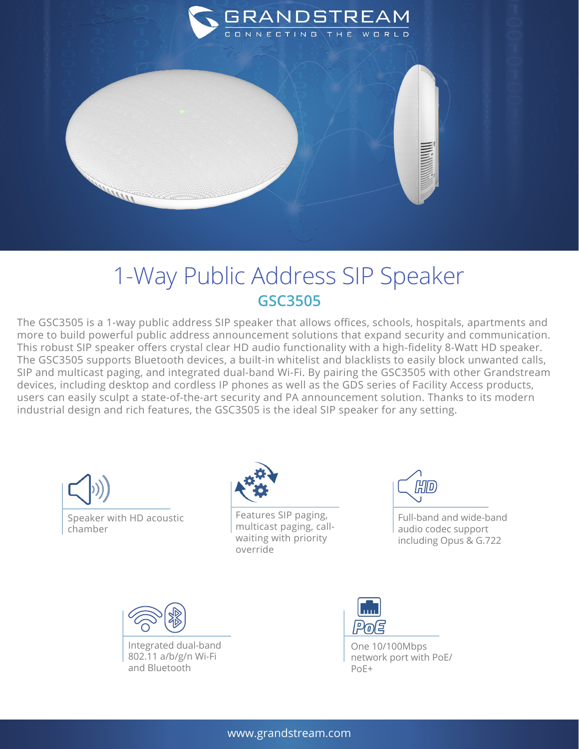GRANDSTREAM

CONNECTING THE WORLD

# 1-Way Public Address SIP Speaker

## GSC3505

The GSC3505 is a 1-way public address SIP speaker that allows offices, schools, hospitals, apartments and more to build powerful public address announcement solutions that expand security and communication. This robust SIP speaker offers crystal clear HD audio functionality with a high-fidelity 8-Watt HD speaker. The GSC3505 supports Bluetooth devices, a built-in whitelist and blacklists to easily block unwanted calls, SIP and multicast paging, and integrated dual-band Wi-Fi. By pairing the GSC3505 with other Grandstream devices, including desktop and cordless IP phones as well as the GDS series of Facility Access products, users can easily sculpt a state-of-the-art security and PA announcement solution. Thanks to its modern industrial design and rich features, the GSC3505 is the ideal SIP speaker for any setting.

- Speaker with HD acoustic chamber
- Features SIP paging, multicast paging, call-waiting with priority override
- Full-band and wide-band audio codec support including Opus & G.722
- Integrated dual-band 802.11 a/b/g/n Wi-Fi and Bluetooth
- One 10/100Mbps network port with PoE/PoE+

www.grandstream.com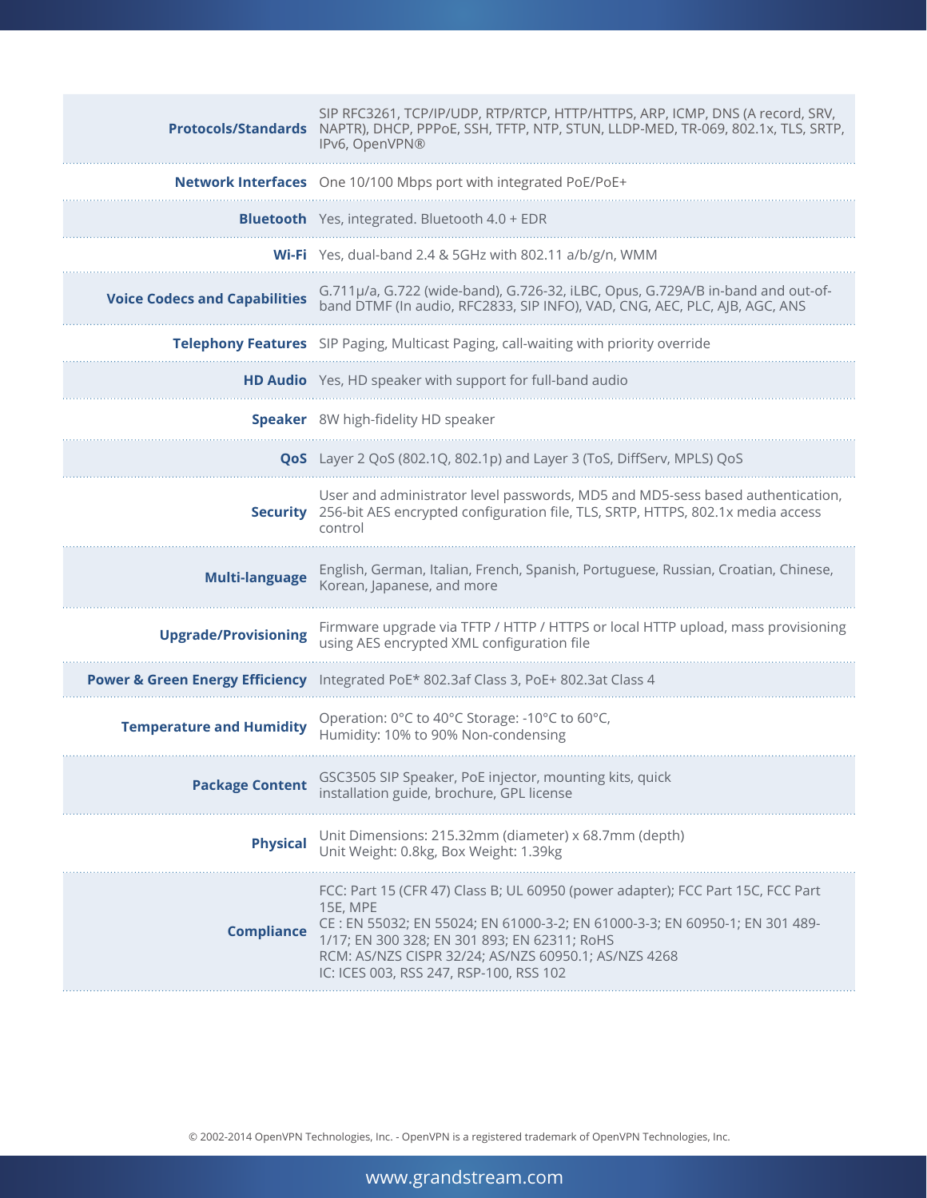| | |
|---|---|
| **Protocols/Standards** | SIP RFC3261, TCP/IP/UDP, RTP/RTCP, HTTP/HTTPS, ARP, ICMP, DNS (A record, SRV, NAPTR), DHCP, PPPoE, SSH, TFTP, NTP, STUN, LLDP-MED, TR-069, 802.1x, TLS, SRTP, IPv6, OpenVPN® |
| **Network Interfaces** | One 10/100 Mbps port with integrated PoE/PoE+ |
| **Bluetooth** | Yes, integrated. Bluetooth 4.0 + EDR |
| **Wi-Fi** | Yes, dual-band 2.4 & 5GHz with 802.11 a/b/g/n, WMM |
| **Voice Codecs and Capabilities** | G.711µ/a, G.722 (wide-band), G.726-32, iLBC, Opus, G.729A/B in-band and out-of-band DTMF (In audio, RFC2833, SIP INFO), VAD, CNG, AEC, PLC, AJB, AGC, ANS |
| **Telephony Features** | SIP Paging, Multicast Paging, call-waiting with priority override |
| **HD Audio** | Yes, HD speaker with support for full-band audio |
| **Speaker** | 8W high-fidelity HD speaker |
| **QoS** | Layer 2 QoS (802.1Q, 802.1p) and Layer 3 (ToS, DiffServ, MPLS) QoS |
| **Security** | User and administrator level passwords, MD5 and MD5-sess based authentication, 256-bit AES encrypted configuration file, TLS, SRTP, HTTPS, 802.1x media access control |
| **Multi-language** | English, German, Italian, French, Spanish, Portuguese, Russian, Croatian, Chinese, Korean, Japanese, and more |
| **Upgrade/Provisioning** | Firmware upgrade via TFTP / HTTP / HTTPS or local HTTP upload, mass provisioning using AES encrypted XML configuration file |
| **Power & Green Energy Efficiency** | Integrated PoE* 802.3af Class 3, PoE+ 802.3at Class 4 |
| **Temperature and Humidity** | Operation: 0°C to 40°C Storage: -10°C to 60°C,<br>Humidity: 10% to 90% Non-condensing |
| **Package Content** | GSC3505 SIP Speaker, PoE injector, mounting kits, quick installation guide, brochure, GPL license |
| **Physical** | Unit Dimensions: 215.32mm (diameter) x 68.7mm (depth)<br>Unit Weight: 0.8kg, Box Weight: 1.39kg |
| **Compliance** | FCC: Part 15 (CFR 47) Class B; UL 60950 (power adapter); FCC Part 15C, FCC Part 15E, MPE<br>CE : EN 55032; EN 55024; EN 61000-3-2; EN 61000-3-3; EN 60950-1; EN 301 489-1/17; EN 300 328; EN 301 893; EN 62311; RoHS<br>RCM: AS/NZS CISPR 32/24; AS/NZS 60950.1; AS/NZS 4268<br>IC: ICES 003, RSS 247, RSP-100, RSS 102 |

© 2002-2014 OpenVPN Technologies, Inc. - OpenVPN is a registered trademark of OpenVPN Technologies, Inc.

www.grandstream.com